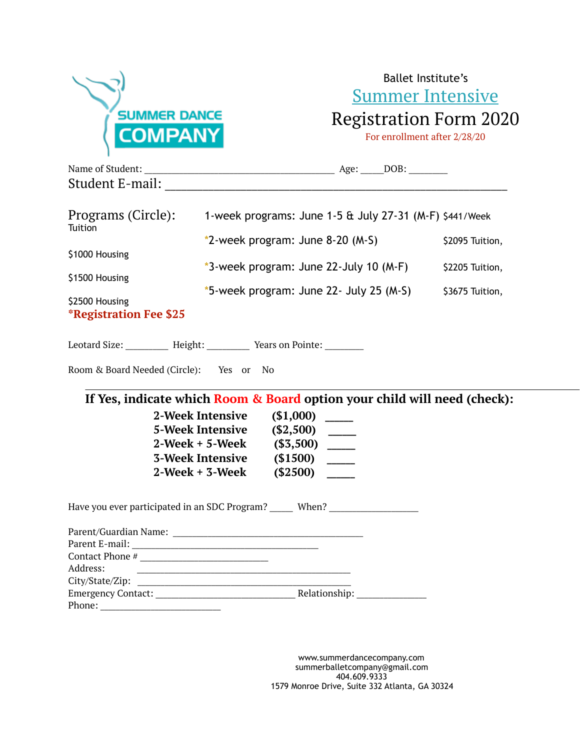SUMMER DANCE COMPANY

Ballet Institute's

## Summer Intensive

# Registration Form 2020

For enrollment after 2/28/20

Name of Student: ______________________________________ Age: _____DOB: ________

Student E-mail: ________________________________________________________

Programs (Circle):

| | | |
|---|---|---|
| 1-week programs: June 1-5 & July 27-31 (M-F) | $441/Week Tuition | |
| *2-week program: June 8-20 (M-S) | $2095 Tuition, | $1000 Housing |
| *3-week program: June 22-July 10 (M-F) | $2205 Tuition, | $1500 Housing |
| *5-week program: June 22- July 25 (M-S) | $3675 Tuition, | $2500 Housing |

***Registration Fee $25**

Leotard Size: _________ Height: _________ Years on Pointe: ________

Room & Board Needed (Circle): Yes or No

---

**If Yes, indicate which Room & Board option your child will need (check):**

| | | |
|---|---|---|
| **2-Week Intensive** | **($1,000)** | _____ |
| **5-Week Intensive** | **($2,500)** | _____ |
| **2-Week + 5-Week** | **($3,500)** | _____ |
| **3-Week Intensive** | **($1500)** | _____ |
| **2-Week + 3-Week** | **($2500)** | _____ |

Have you ever participated in an SDC Program? _____ When? __________________

Parent/Guardian Name: ______________________________________

Parent E-mail: ______________________________________

Contact Phone # __________________________

Address: ___________________________________________

City/State/Zip: ___________________________________________

Emergency Contact: ____________________________ Relationship: ______________

Phone: ________________________

www.summerdancecompany.com
summerballetcompany@gmail.com
404.609.9333
1579 Monroe Drive, Suite 332 Atlanta, GA 30324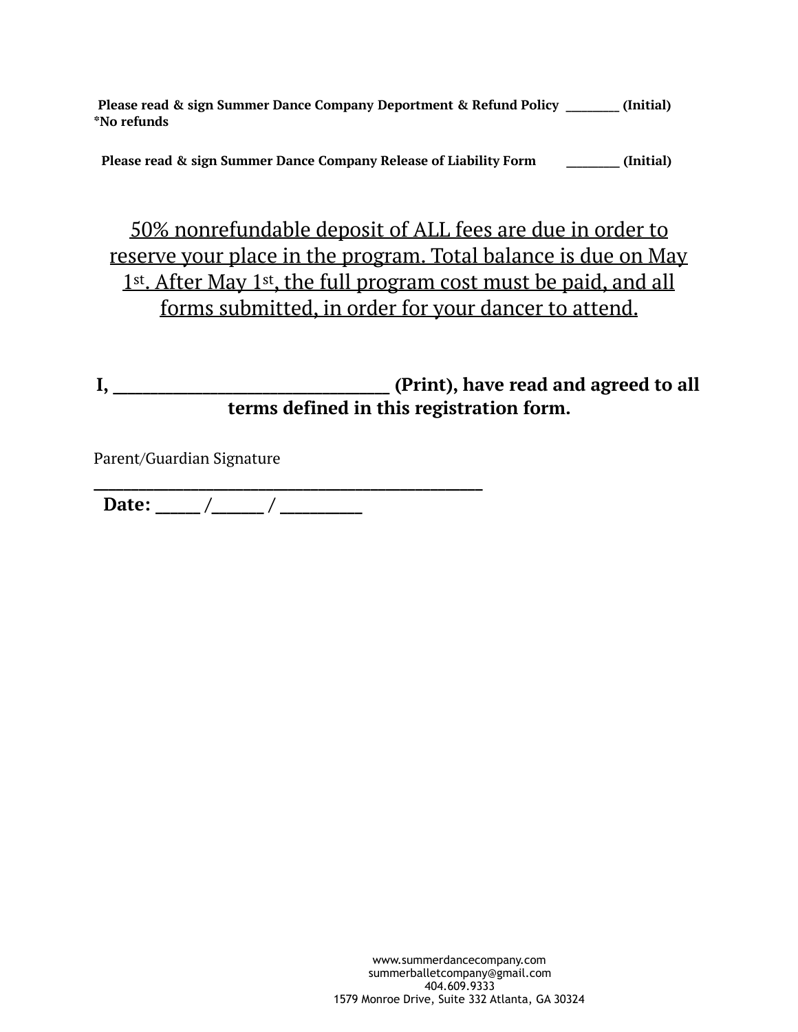**Please read & sign Summer Dance Company Deportment & Refund Policy _________ (Initial)**
**\*No refunds**

**Please read & sign Summer Dance Company Release of Liability Form _________ (Initial)**

<u>50% nonrefundable deposit of ALL fees are due in order to reserve your place in the program. Total balance is due on May 1st. After May 1st, the full program cost must be paid, and all forms submitted, in order for your dancer to attend.</u>

**I, ________________________________ (Print), have read and agreed to all terms defined in this registration form.**

Parent/Guardian Signature
_______________________________________________

**Date: _____ /______ / _________**

www.summerdancecompany.com
summerballetcompany@gmail.com
404.609.9333
1579 Monroe Drive, Suite 332 Atlanta, GA 30324